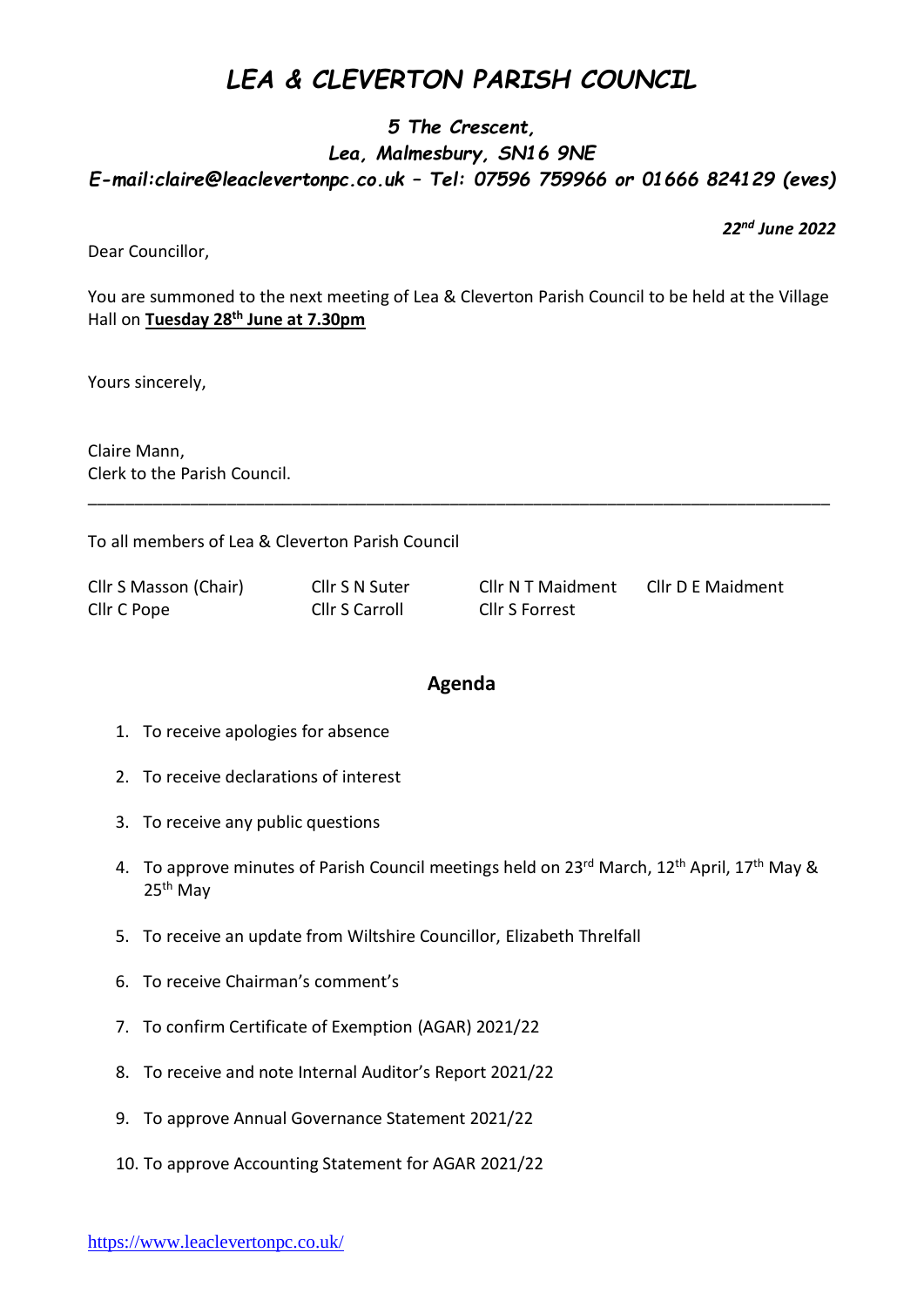# *LEA & CLEVERTON PARISH COUNCIL*

***5 The Crescent,***

***Lea, Malmesbury, SN16 9NE***

***E-mail:claire@leaclevertonpc.co.uk – Tel: 07596 759966 or 01666 824129 (eves)***

***22nd June 2022***

Dear Councillor,

You are summoned to the next meeting of Lea & Cleverton Parish Council to be held at the Village Hall on **Tuesday 28th June at 7.30pm**

Yours sincerely,

Claire Mann,
Clerk to the Parish Council.

---

To all members of Lea & Cleverton Parish Council

| | | | |
|---|---|---|---|
| Cllr S Masson (Chair) | Cllr S N Suter | Cllr N T Maidment | Cllr D E Maidment |
| Cllr C Pope | Cllr S Carroll | Cllr S Forrest | |

## Agenda

1. To receive apologies for absence
2. To receive declarations of interest
3. To receive any public questions
4. To approve minutes of Parish Council meetings held on 23rd March, 12th April, 17th May & 25th May
5. To receive an update from Wiltshire Councillor, Elizabeth Threlfall
6. To receive Chairman's comment's
7. To confirm Certificate of Exemption (AGAR) 2021/22
8. To receive and note Internal Auditor's Report 2021/22
9. To approve Annual Governance Statement 2021/22
10. To approve Accounting Statement for AGAR 2021/22

https://www.leaclevertonpc.co.uk/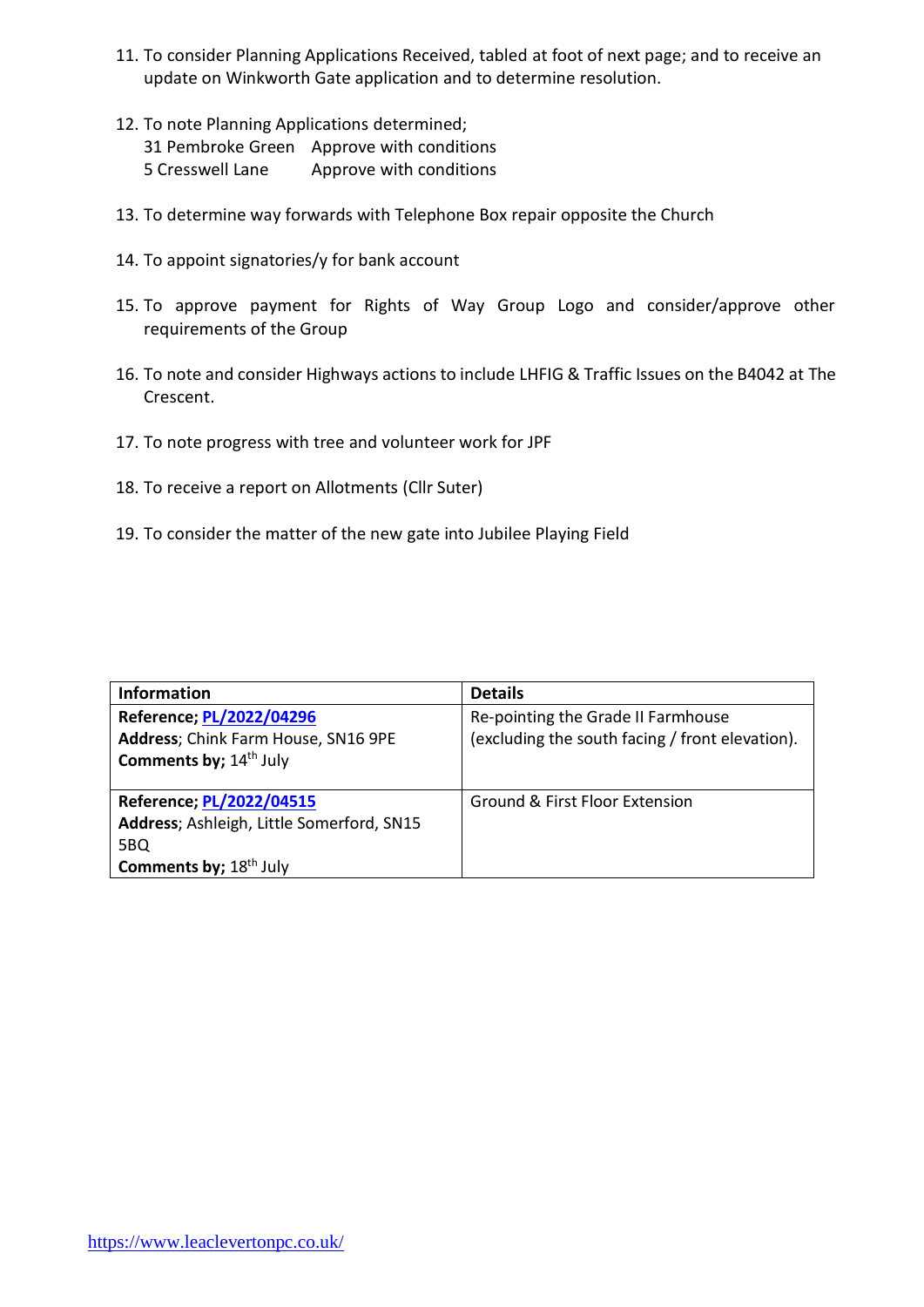11. To consider Planning Applications Received, tabled at foot of next page; and to receive an update on Winkworth Gate application and to determine resolution.

12. To note Planning Applications determined;
    31 Pembroke Green   Approve with conditions
    5 Cresswell Lane   Approve with conditions

13. To determine way forwards with Telephone Box repair opposite the Church

14. To appoint signatories/y for bank account

15. To approve payment for Rights of Way Group Logo and consider/approve other requirements of the Group

16. To note and consider Highways actions to include LHFIG & Traffic Issues on the B4042 at The Crescent.

17. To note progress with tree and volunteer work for JPF

18. To receive a report on Allotments (Cllr Suter)

19. To consider the matter of the new gate into Jubilee Playing Field

| Information | Details |
|---|---|
| **Reference; PL/2022/04296**<br>**Address**; Chink Farm House, SN16 9PE<br>**Comments by;** 14th July | Re-pointing the Grade II Farmhouse (excluding the south facing / front elevation). |
| **Reference; PL/2022/04515**<br>**Address**; Ashleigh, Little Somerford, SN15 5BQ<br>**Comments by;** 18th July | Ground & First Floor Extension |

https://www.leaclevertonpc.co.uk/